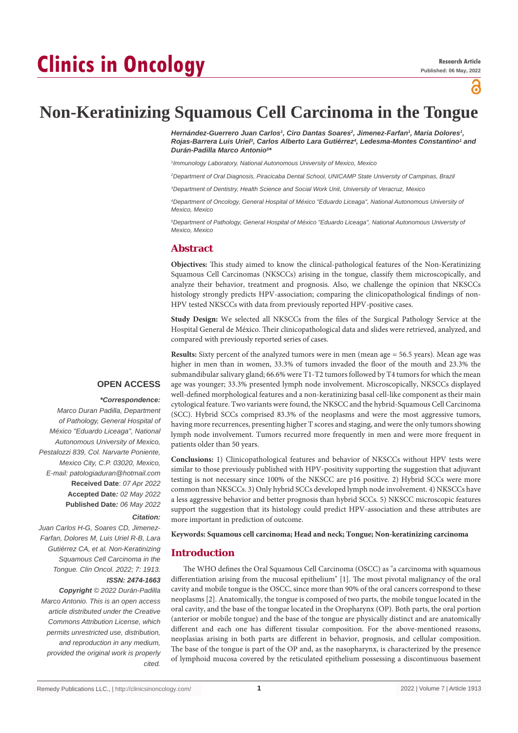# Non-Keratinizing Squamous Cell Carcinoma in the Tongue

***Hernández-Guerrero Juan Carlos[1], Ciro Dantas Soares[2], Jimenez-Farfan[1], Maria Dolores[1], Rojas-Barrera Luis Uriel[3], Carlos Alberto Lara Gutiérrez[4], Ledesma-Montes Constantino[1] and Durán-Padilla Marco Antonio[5]****

*[1]Immunology Laboratory, National Autonomous University of Mexico, Mexico*

*[2]Department of Oral Diagnosis, Piracicaba Dental School, UNICAMP State University of Campinas, Brazil*

*[3]Department of Dentistry, Health Science and Social Work Unit, University of Veracruz, Mexico*

*[4]Department of Oncology, General Hospital of México "Eduardo Liceaga", National Autonomous University of Mexico, Mexico*

*[5]Department of Pathology, General Hospital of México "Eduardo Liceaga", National Autonomous University of Mexico, Mexico*

## Abstract

**Objectives:** This study aimed to know the clinical-pathological features of the Non-Keratinizing Squamous Cell Carcinomas (NKSCCs) arising in the tongue, classify them microscopically, and analyze their behavior, treatment and prognosis. Also, we challenge the opinion that NKSCCs histology strongly predicts HPV-association; comparing the clinicopathological findings of non-HPV tested NKSCCs with data from previously reported HPV-positive cases.

**Study Design:** We selected all NKSCCs from the files of the Surgical Pathology Service at the Hospital General de México. Their clinicopathological data and slides were retrieved, analyzed, and compared with previously reported series of cases.

**Results:** Sixty percent of the analyzed tumors were in men (mean age = 56.5 years). Mean age was higher in men than in women, 33.3% of tumors invaded the floor of the mouth and 23.3% the submandibular salivary gland; 66.6% were T1-T2 tumors followed by T4 tumors for which the mean age was younger; 33.3% presented lymph node involvement. Microscopically, NKSCCs displayed well-defined morphological features and a non-keratinizing basal cell-like component as their main cytological feature. Two variants were found, the NKSCC and the hybrid-Squamous Cell Carcinoma (SCC). Hybrid SCCs comprised 83.3% of the neoplasms and were the most aggressive tumors, having more recurrences, presenting higher T scores and staging, and were the only tumors showing lymph node involvement. Tumors recurred more frequently in men and were more frequent in patients older than 50 years.

**Conclusions:** 1) Clinicopathological features and behavior of NKSCCs without HPV tests were similar to those previously published with HPV-positivity supporting the suggestion that adjuvant testing is not necessary since 100% of the NKSCC are p16 positive. 2) Hybrid SCCs were more common than NKSCCs. 3) Only hybrid SCCs developed lymph node involvement. 4) NKSCCs have a less aggressive behavior and better prognosis than hybrid SCCs. 5) NKSCC microscopic features support the suggestion that its histology could predict HPV-association and these attributes are more important in prediction of outcome.

**Keywords: Squamous cell carcinoma; Head and neck; Tongue; Non-keratinizing carcinoma**

**OPEN ACCESS**

***\*Correspondence:***

*Marco Duran Padilla, Department of Pathology, General Hospital of México "Eduardo Liceaga", National Autonomous University of Mexico, Pestalozzi 839, Col. Narvarte Poniente, Mexico City, C.P. 03020, Mexico, E-mail: patologiaduran@hotmail.com*

**Received Date**: *07 Apr 2022*

**Accepted Date***: 02 May 2022*

**Published Date***: 06 May 2022*

***Citation:***

*Juan Carlos H-G, Soares CD, Jimenez-Farfan, Dolores M, Luis Uriel R-B, Lara Gutiérrez CA, et al. Non-Keratinizing Squamous Cell Carcinoma in the Tongue. Clin Oncol. 2022; 7: 1913.*

***ISSN: 2474-1663***

***Copyright** © 2022 Durán-Padilla Marco Antonio. This is an open access article distributed under the Creative Commons Attribution License, which permits unrestricted use, distribution, and reproduction in any medium, provided the original work is properly cited.*

## Introduction

The WHO defines the Oral Squamous Cell Carcinoma (OSCC) as "a carcinoma with squamous differentiation arising from the mucosal epithelium" [1]. The most pivotal malignancy of the oral cavity and mobile tongue is the OSCC, since more than 90% of the oral cancers correspond to these neoplasms [2]. Anatomically, the tongue is composed of two parts, the mobile tongue located in the oral cavity, and the base of the tongue located in the Oropharynx (OP). Both parts, the oral portion (anterior or mobile tongue) and the base of the tongue are physically distinct and are anatomically different and each one has different tissular composition. For the above-mentioned reasons, neoplasias arising in both parts are different in behavior, prognosis, and cellular composition. The base of the tongue is part of the OP and, as the nasopharynx, is characterized by the presence of lymphoid mucosa covered by the reticulated epithelium possessing a discontinuous basement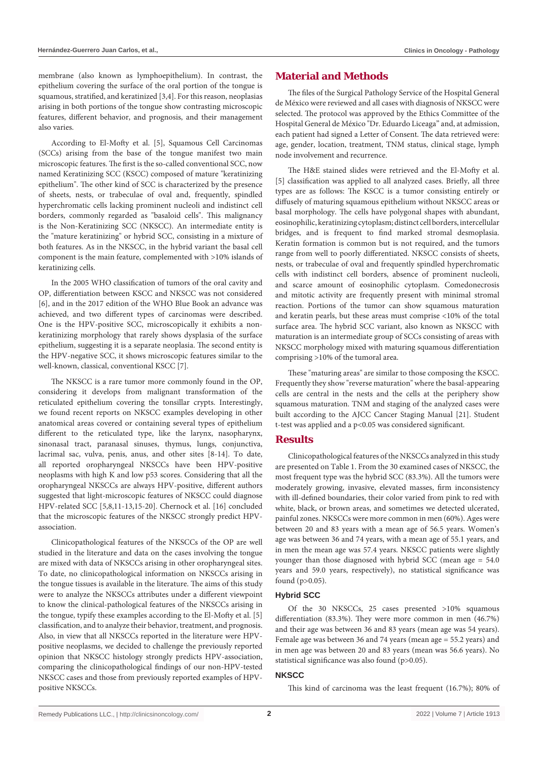membrane (also known as lymphoepithelium). In contrast, the epithelium covering the surface of the oral portion of the tongue is squamous, stratified, and keratinized [3,4]. For this reason, neoplasias arising in both portions of the tongue show contrasting microscopic features, different behavior, and prognosis, and their management also varies.

According to El-Mofty et al. [5], Squamous Cell Carcinomas (SCCs) arising from the base of the tongue manifest two main microscopic features. The first is the so-called conventional SCC, now named Keratinizing SCC (KSCC) composed of mature "keratinizing epithelium". The other kind of SCC is characterized by the presence of sheets, nests, or trabeculae of oval and, frequently, spindled hyperchromatic cells lacking prominent nucleoli and indistinct cell borders, commonly regarded as "basaloid cells". This malignancy is the Non-Keratinizing SCC (NKSCC). An intermediate entity is the "mature keratinizing" or hybrid SCC, consisting in a mixture of both features. As in the NKSCC, in the hybrid variant the basal cell component is the main feature, complemented with >10% islands of keratinizing cells.

In the 2005 WHO classification of tumors of the oral cavity and OP, differentiation between KSCC and NKSCC was not considered [6], and in the 2017 edition of the WHO Blue Book an advance was achieved, and two different types of carcinomas were described. One is the HPV-positive SCC, microscopically it exhibits a non-keratinizing morphology that rarely shows dysplasia of the surface epithelium, suggesting it is a separate neoplasia. The second entity is the HPV-negative SCC, it shows microscopic features similar to the well-known, classical, conventional KSCC [7].

The NKSCC is a rare tumor more commonly found in the OP, considering it develops from malignant transformation of the reticulated epithelium covering the tonsillar crypts. Interestingly, we found recent reports on NKSCC examples developing in other anatomical areas covered or containing several types of epithelium different to the reticulated type, like the larynx, nasopharynx, sinonasal tract, paranasal sinuses, thymus, lungs, conjunctiva, lacrimal sac, vulva, penis, anus, and other sites [8-14]. To date, all reported oropharyngeal NKSCCs have been HPV-positive neoplasms with high K and low p53 scores. Considering that all the oropharyngeal NKSCCs are always HPV-positive, different authors suggested that light-microscopic features of NKSCC could diagnose HPV-related SCC [5,8,11-13,15-20]. Chernock et al. [16] concluded that the microscopic features of the NKSCC strongly predict HPV-association.

Clinicopathological features of the NKSCCs of the OP are well studied in the literature and data on the cases involving the tongue are mixed with data of NKSCCs arising in other oropharyngeal sites. To date, no clinicopathological information on NKSCCs arising in the tongue tissues is available in the literature. The aims of this study were to analyze the NKSCCs attributes under a different viewpoint to know the clinical-pathological features of the NKSCCs arising in the tongue, typify these examples according to the El-Mofty et al. [5] classification, and to analyze their behavior, treatment, and prognosis. Also, in view that all NKSCCs reported in the literature were HPV-positive neoplasms, we decided to challenge the previously reported opinion that NKSCC histology strongly predicts HPV-association, comparing the clinicopathological findings of our non-HPV-tested NKSCC cases and those from previously reported examples of HPV-positive NKSCCs.

## Material and Methods

The files of the Surgical Pathology Service of the Hospital General de México were reviewed and all cases with diagnosis of NKSCC were selected. The protocol was approved by the Ethics Committee of the Hospital General de México "Dr. Eduardo Liceaga" and, at admission, each patient had signed a Letter of Consent. The data retrieved were: age, gender, location, treatment, TNM status, clinical stage, lymph node involvement and recurrence.

The H&E stained slides were retrieved and the El-Mofty et al. [5] classification was applied to all analyzed cases. Briefly, all three types are as follows: The KSCC is a tumor consisting entirely or diffusely of maturing squamous epithelium without NKSCC areas or basal morphology. The cells have polygonal shapes with abundant, eosinophilic, keratinizing cytoplasm; distinct cell borders, intercellular bridges, and is frequent to find marked stromal desmoplasia. Keratin formation is common but is not required, and the tumors range from well to poorly differentiated. NKSCC consists of sheets, nests, or trabeculae of oval and frequently spindled hyperchromatic cells with indistinct cell borders, absence of prominent nucleoli, and scarce amount of eosinophilic cytoplasm. Comedonecrosis and mitotic activity are frequently present with minimal stromal reaction. Portions of the tumor can show squamous maturation and keratin pearls, but these areas must comprise <10% of the total surface area. The hybrid SCC variant, also known as NKSCC with maturation is an intermediate group of SCCs consisting of areas with NKSCC morphology mixed with maturing squamous differentiation comprising >10% of the tumoral area.

These "maturing areas" are similar to those composing the KSCC. Frequently they show "reverse maturation" where the basal-appearing cells are central in the nests and the cells at the periphery show squamous maturation. TNM and staging of the analyzed cases were built according to the AJCC Cancer Staging Manual [21]. Student t-test was applied and a $p<0.05$ was considered significant.

## Results

Clinicopathological features of the NKSCCs analyzed in this study are presented on Table 1. From the 30 examined cases of NKSCC, the most frequent type was the hybrid SCC (83.3%). All the tumors were moderately growing, invasive, elevated masses, firm inconsistency with ill-defined boundaries, their color varied from pink to red with white, black, or brown areas, and sometimes we detected ulcerated, painful zones. NKSCCs were more common in men (60%). Ages were between 20 and 83 years with a mean age of 56.5 years. Women's age was between 36 and 74 years, with a mean age of 55.1 years, and in men the mean age was 57.4 years. NKSCC patients were slightly younger than those diagnosed with hybrid SCC (mean age = 54.0 years and 59.0 years, respectively), no statistical significance was found ($p>0.05$).

### Hybrid SCC

Of the 30 NKSCCs, 25 cases presented >10% squamous differentiation (83.3%). They were more common in men (46.7%) and their age was between 36 and 83 years (mean age was 54 years). Female age was between 36 and 74 years (mean age = 55.2 years) and in men age was between 20 and 83 years (mean was 56.6 years). No statistical significance was also found ($p>0.05$).

### NKSCC

This kind of carcinoma was the least frequent (16.7%); 80% of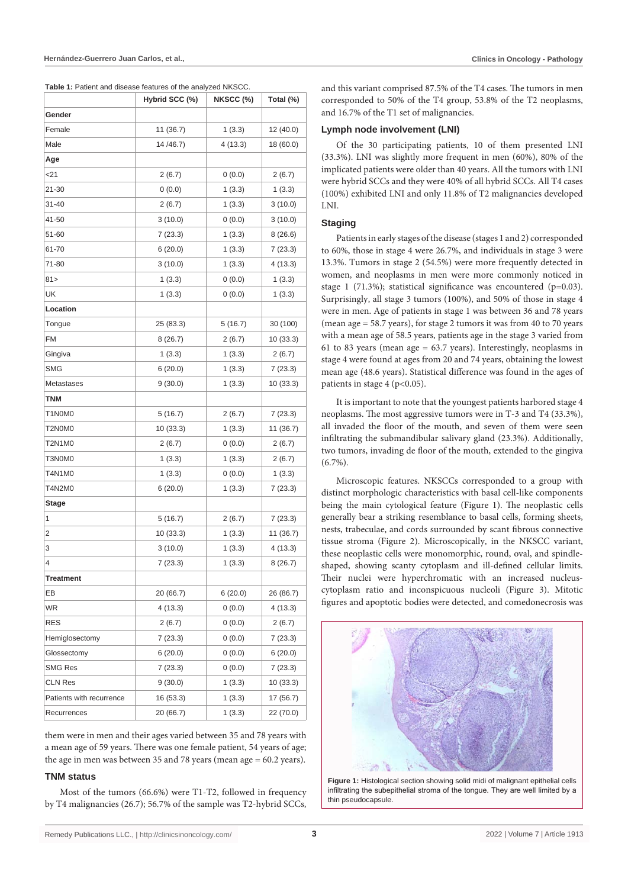**Table 1:** Patient and disease features of the analyzed NKSCC.

| | Hybrid SCC (%) | NKSCC (%) | Total (%) |
|---|---|---|---|
| **Gender** | | | |
| Female | 11 (36.7) | 1 (3.3) | 12 (40.0) |
| Male | 14 /46.7) | 4 (13.3) | 18 (60.0) |
| **Age** | | | |
| <21 | 2 (6.7) | 0 (0.0) | 2 (6.7) |
| 21-30 | 0 (0.0) | 1 (3.3) | 1 (3.3) |
| 31-40 | 2 (6.7) | 1 (3.3) | 3 (10.0) |
| 41-50 | 3 (10.0) | 0 (0.0) | 3 (10.0) |
| 51-60 | 7 (23.3) | 1 (3.3) | 8 (26.6) |
| 61-70 | 6 (20.0) | 1 (3.3) | 7 (23.3) |
| 71-80 | 3 (10.0) | 1 (3.3) | 4 (13.3) |
| 81> | 1 (3.3) | 0 (0.0) | 1 (3.3) |
| UK | 1 (3.3) | 0 (0.0) | 1 (3.3) |
| **Location** | | | |
| Tongue | 25 (83.3) | 5 (16.7) | 30 (100) |
| FM | 8 (26.7) | 2 (6.7) | 10 (33.3) |
| Gingiva | 1 (3.3) | 1 (3.3) | 2 (6.7) |
| SMG | 6 (20.0) | 1 (3.3) | 7 (23.3) |
| Metastases | 9 (30.0) | 1 (3.3) | 10 (33.3) |
| **TNM** | | | |
| T1N0M0 | 5 (16.7) | 2 (6.7) | 7 (23.3) |
| T2N0M0 | 10 (33.3) | 1 (3.3) | 11 (36.7) |
| T2N1M0 | 2 (6.7) | 0 (0.0) | 2 (6.7) |
| T3N0M0 | 1 (3.3) | 1 (3.3) | 2 (6.7) |
| T4N1M0 | 1 (3.3) | 0 (0.0) | 1 (3.3) |
| T4N2M0 | 6 (20.0) | 1 (3.3) | 7 (23.3) |
| **Stage** | | | |
| 1 | 5 (16.7) | 2 (6.7) | 7 (23.3) |
| 2 | 10 (33.3) | 1 (3.3) | 11 (36.7) |
| 3 | 3 (10.0) | 1 (3.3) | 4 (13.3) |
| 4 | 7 (23.3) | 1 (3.3) | 8 (26.7) |
| **Treatment** | | | |
| EB | 20 (66.7) | 6 (20.0) | 26 (86.7) |
| WR | 4 (13.3) | 0 (0.0) | 4 (13.3) |
| RES | 2 (6.7) | 0 (0.0) | 2 (6.7) |
| Hemiglosectomy | 7 (23.3) | 0 (0.0) | 7 (23.3) |
| Glossectomy | 6 (20.0) | 0 (0.0) | 6 (20.0) |
| SMG Res | 7 (23.3) | 0 (0.0) | 7 (23.3) |
| CLN Res | 9 (30.0) | 1 (3.3) | 10 (33.3) |
| Patients with recurrence | 16 (53.3) | 1 (3.3) | 17 (56.7) |
| Recurrences | 20 (66.7) | 1 (3.3) | 22 (70.0) |

them were in men and their ages varied between 35 and 78 years with a mean age of 59 years. There was one female patient, 54 years of age; the age in men was between 35 and 78 years (mean age = 60.2 years).

### TNM status

Most of the tumors (66.6%) were T1-T2, followed in frequency by T4 malignancies (26.7); 56.7% of the sample was T2-hybrid SCCs, and this variant comprised 87.5% of the T4 cases. The tumors in men corresponded to 50% of the T4 group, 53.8% of the T2 neoplasms, and 16.7% of the T1 set of malignancies.

### Lymph node involvement (LNI)

Of the 30 participating patients, 10 of them presented LNI (33.3%). LNI was slightly more frequent in men (60%), 80% of the implicated patients were older than 40 years. All the tumors with LNI were hybrid SCCs and they were 40% of all hybrid SCCs. All T4 cases (100%) exhibited LNI and only 11.8% of T2 malignancies developed LNI.

### Staging

Patients in early stages of the disease (stages 1 and 2) corresponded to 60%, those in stage 4 were 26.7%, and individuals in stage 3 were 13.3%. Tumors in stage 2 (54.5%) were more frequently detected in women, and neoplasms in men were more commonly noticed in stage 1 (71.3%); statistical significance was encountered ($p=0.03$). Surprisingly, all stage 3 tumors (100%), and 50% of those in stage 4 were in men. Age of patients in stage 1 was between 36 and 78 years (mean age = 58.7 years), for stage 2 tumors it was from 40 to 70 years with a mean age of 58.5 years, patients age in the stage 3 varied from 61 to 83 years (mean age = 63.7 years). Interestingly, neoplasms in stage 4 were found at ages from 20 and 74 years, obtaining the lowest mean age (48.6 years). Statistical difference was found in the ages of patients in stage 4 ($p<0.05$).

It is important to note that the youngest patients harbored stage 4 neoplasms. The most aggressive tumors were in T-3 and T4 (33.3%), all invaded the floor of the mouth, and seven of them were seen infiltrating the submandibular salivary gland (23.3%). Additionally, two tumors, invading de floor of the mouth, extended to the gingiva (6.7%).

Microscopic features. NKSCCs corresponded to a group with distinct morphologic characteristics with basal cell-like components being the main cytological feature (Figure 1). The neoplastic cells generally bear a striking resemblance to basal cells, forming sheets, nests, trabeculae, and cords surrounded by scant fibrous connective tissue stroma (Figure 2). Microscopically, in the NKSCC variant, these neoplastic cells were monomorphic, round, oval, and spindle-shaped, showing scanty cytoplasm and ill-defined cellular limits. Their nuclei were hyperchromatic with an increased nucleus-cytoplasm ratio and inconspicuous nucleoli (Figure 3). Mitotic figures and apoptotic bodies were detected, and comedonecrosis was

**Figure 1:** Histological section showing solid midi of malignant epithelial cells infiltrating the subepithelial stroma of the tongue. They are well limited by a thin pseudocapsule.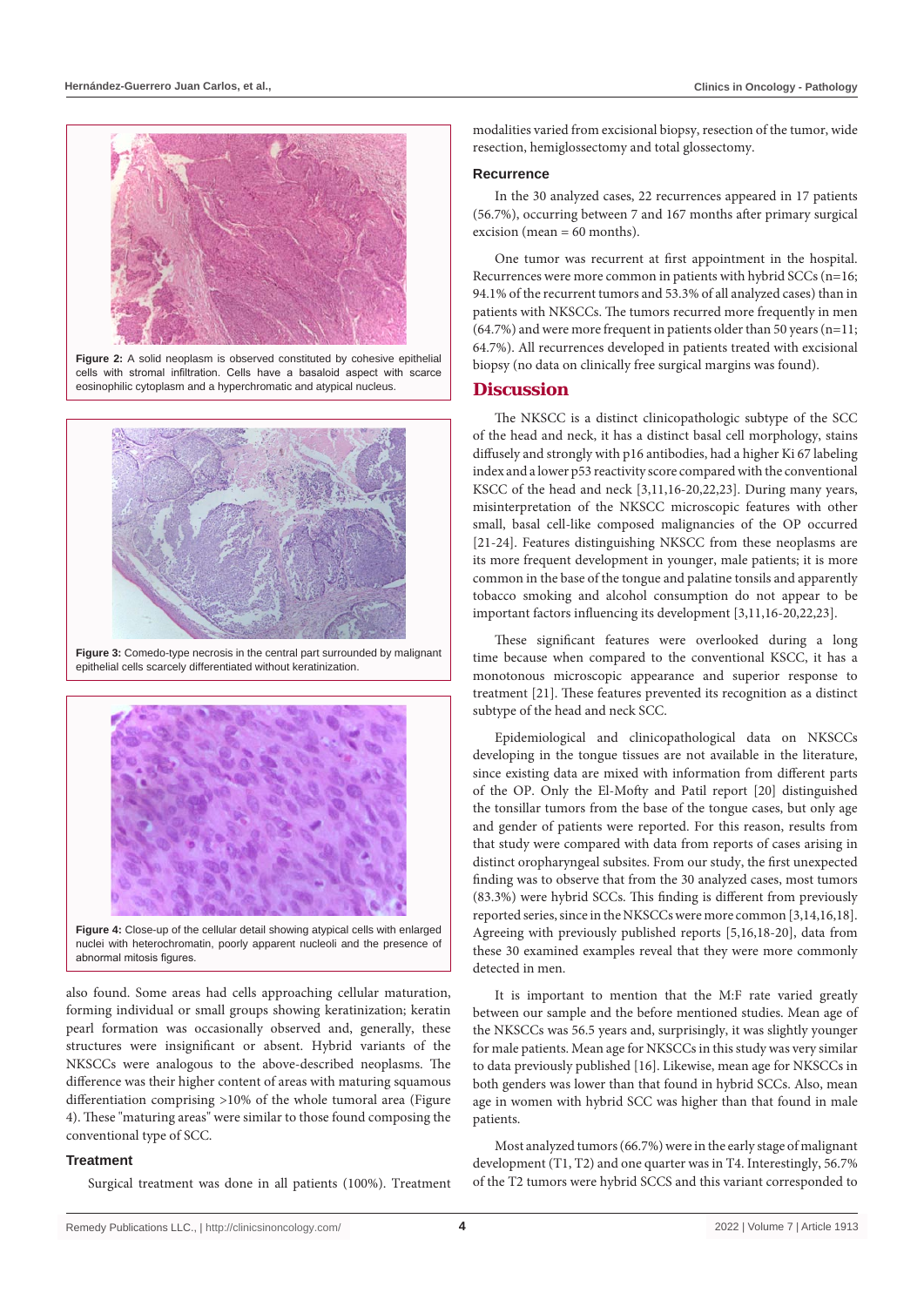**Figure 2:** A solid neoplasm is observed constituted by cohesive epithelial cells with stromal infiltration. Cells have a basaloid aspect with scarce eosinophilic cytoplasm and a hyperchromatic and atypical nucleus.

**Figure 3:** Comedo-type necrosis in the central part surrounded by malignant epithelial cells scarcely differentiated without keratinization.

**Figure 4:** Close-up of the cellular detail showing atypical cells with enlarged nuclei with heterochromatin, poorly apparent nucleoli and the presence of abnormal mitosis figures.

also found. Some areas had cells approaching cellular maturation, forming individual or small groups showing keratinization; keratin pearl formation was occasionally observed and, generally, these structures were insignificant or absent. Hybrid variants of the NKSCCs were analogous to the above-described neoplasms. The difference was their higher content of areas with maturing squamous differentiation comprising >10% of the whole tumoral area (Figure 4). These "maturing areas" were similar to those found composing the conventional type of SCC.

### Treatment

Surgical treatment was done in all patients (100%). Treatment modalities varied from excisional biopsy, resection of the tumor, wide resection, hemiglossectomy and total glossectomy.

### Recurrence

In the 30 analyzed cases, 22 recurrences appeared in 17 patients (56.7%), occurring between 7 and 167 months after primary surgical excision (mean = 60 months).

One tumor was recurrent at first appointment in the hospital. Recurrences were more common in patients with hybrid SCCs (n=16; 94.1% of the recurrent tumors and 53.3% of all analyzed cases) than in patients with NKSCCs. The tumors recurred more frequently in men (64.7%) and were more frequent in patients older than 50 years (n=11; 64.7%). All recurrences developed in patients treated with excisional biopsy (no data on clinically free surgical margins was found).

## Discussion

The NKSCC is a distinct clinicopathologic subtype of the SCC of the head and neck, it has a distinct basal cell morphology, stains diffusely and strongly with p16 antibodies, had a higher Ki 67 labeling index and a lower p53 reactivity score compared with the conventional KSCC of the head and neck [3,11,16-20,22,23]. During many years, misinterpretation of the NKSCC microscopic features with other small, basal cell-like composed malignancies of the OP occurred [21-24]. Features distinguishing NKSCC from these neoplasms are its more frequent development in younger, male patients; it is more common in the base of the tongue and palatine tonsils and apparently tobacco smoking and alcohol consumption do not appear to be important factors influencing its development [3,11,16-20,22,23].

These significant features were overlooked during a long time because when compared to the conventional KSCC, it has a monotonous microscopic appearance and superior response to treatment [21]. These features prevented its recognition as a distinct subtype of the head and neck SCC.

Epidemiological and clinicopathological data on NKSCCs developing in the tongue tissues are not available in the literature, since existing data are mixed with information from different parts of the OP. Only the El-Mofty and Patil report [20] distinguished the tonsillar tumors from the base of the tongue cases, but only age and gender of patients were reported. For this reason, results from that study were compared with data from reports of cases arising in distinct oropharyngeal subsites. From our study, the first unexpected finding was to observe that from the 30 analyzed cases, most tumors (83.3%) were hybrid SCCs. This finding is different from previously reported series, since in the NKSCCs were more common [3,14,16,18]. Agreeing with previously published reports [5,16,18-20], data from these 30 examined examples reveal that they were more commonly detected in men.

It is important to mention that the M:F rate varied greatly between our sample and the before mentioned studies. Mean age of the NKSCCs was 56.5 years and, surprisingly, it was slightly younger for male patients. Mean age for NKSCCs in this study was very similar to data previously published [16]. Likewise, mean age for NKSCCs in both genders was lower than that found in hybrid SCCs. Also, mean age in women with hybrid SCC was higher than that found in male patients.

Most analyzed tumors (66.7%) were in the early stage of malignant development (T1, T2) and one quarter was in T4. Interestingly, 56.7% of the T2 tumors were hybrid SCCS and this variant corresponded to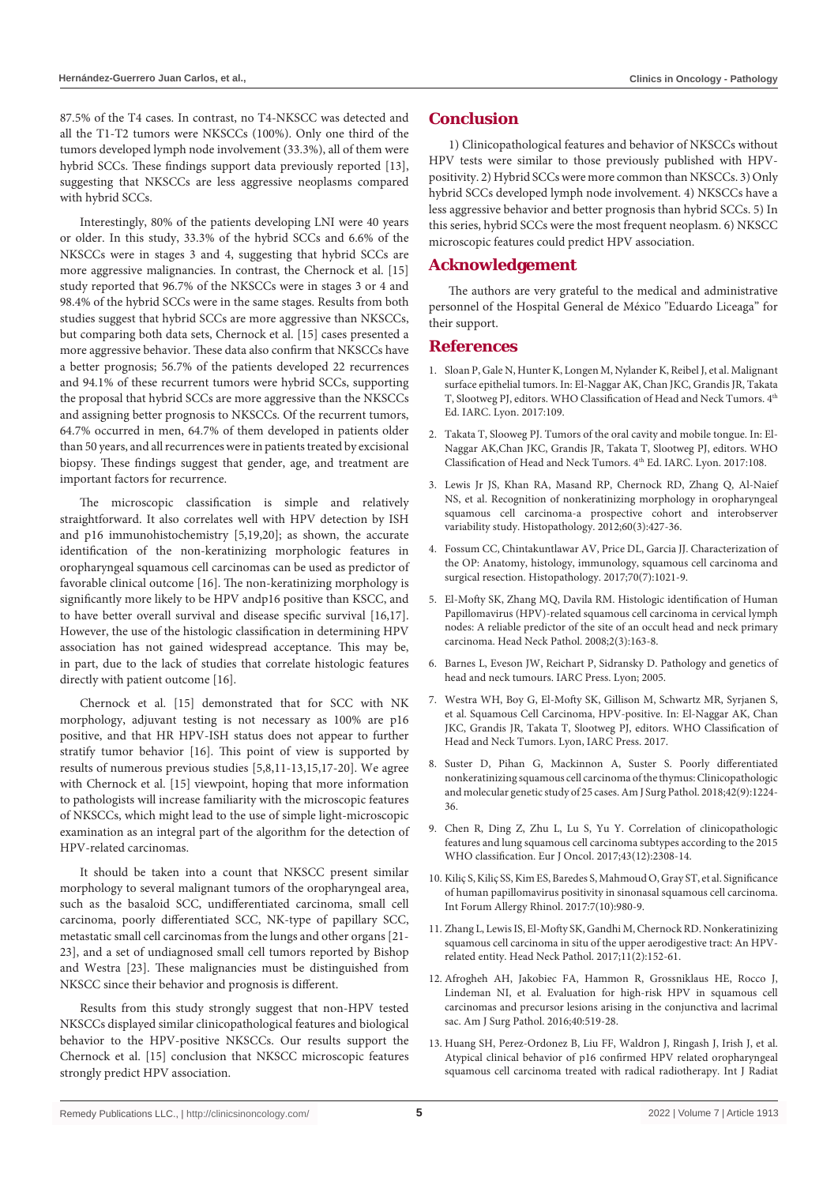87.5% of the T4 cases. In contrast, no T4-NKSCC was detected and all the T1-T2 tumors were NKSCCs (100%). Only one third of the tumors developed lymph node involvement (33.3%), all of them were hybrid SCCs. These findings support data previously reported [13], suggesting that NKSCCs are less aggressive neoplasms compared with hybrid SCCs.

Interestingly, 80% of the patients developing LNI were 40 years or older. In this study, 33.3% of the hybrid SCCs and 6.6% of the NKSCCs were in stages 3 and 4, suggesting that hybrid SCCs are more aggressive malignancies. In contrast, the Chernock et al. [15] study reported that 96.7% of the NKSCCs were in stages 3 or 4 and 98.4% of the hybrid SCCs were in the same stages. Results from both studies suggest that hybrid SCCs are more aggressive than NKSCCs, but comparing both data sets, Chernock et al. [15] cases presented a more aggressive behavior. These data also confirm that NKSCCs have a better prognosis; 56.7% of the patients developed 22 recurrences and 94.1% of these recurrent tumors were hybrid SCCs, supporting the proposal that hybrid SCCs are more aggressive than the NKSCCs and assigning better prognosis to NKSCCs. Of the recurrent tumors, 64.7% occurred in men, 64.7% of them developed in patients older than 50 years, and all recurrences were in patients treated by excisional biopsy. These findings suggest that gender, age, and treatment are important factors for recurrence.

The microscopic classification is simple and relatively straightforward. It also correlates well with HPV detection by ISH and p16 immunohistochemistry [5,19,20]; as shown, the accurate identification of the non-keratinizing morphologic features in oropharyngeal squamous cell carcinomas can be used as predictor of favorable clinical outcome [16]. The non-keratinizing morphology is significantly more likely to be HPV andp16 positive than KSCC, and to have better overall survival and disease specific survival [16,17]. However, the use of the histologic classification in determining HPV association has not gained widespread acceptance. This may be, in part, due to the lack of studies that correlate histologic features directly with patient outcome [16].

Chernock et al. [15] demonstrated that for SCC with NK morphology, adjuvant testing is not necessary as 100% are p16 positive, and that HR HPV-ISH status does not appear to further stratify tumor behavior [16]. This point of view is supported by results of numerous previous studies [5,8,11-13,15,17-20]. We agree with Chernock et al. [15] viewpoint, hoping that more information to pathologists will increase familiarity with the microscopic features of NKSCCs, which might lead to the use of simple light-microscopic examination as an integral part of the algorithm for the detection of HPV-related carcinomas.

It should be taken into a count that NKSCC present similar morphology to several malignant tumors of the oropharyngeal area, such as the basaloid SCC, undifferentiated carcinoma, small cell carcinoma, poorly differentiated SCC, NK-type of papillary SCC, metastatic small cell carcinomas from the lungs and other organs [21-23], and a set of undiagnosed small cell tumors reported by Bishop and Westra [23]. These malignancies must be distinguished from NKSCC since their behavior and prognosis is different.

Results from this study strongly suggest that non-HPV tested NKSCCs displayed similar clinicopathological features and biological behavior to the HPV-positive NKSCCs. Our results support the Chernock et al. [15] conclusion that NKSCC microscopic features strongly predict HPV association.

## Conclusion

1) Clinicopathological features and behavior of NKSCCs without HPV tests were similar to those previously published with HPV-positivity. 2) Hybrid SCCs were more common than NKSCCs. 3) Only hybrid SCCs developed lymph node involvement. 4) NKSCCs have a less aggressive behavior and better prognosis than hybrid SCCs. 5) In this series, hybrid SCCs were the most frequent neoplasm. 6) NKSCC microscopic features could predict HPV association.

## Acknowledgement

The authors are very grateful to the medical and administrative personnel of the Hospital General de México "Eduardo Liceaga" for their support.

## References

1. Sloan P, Gale N, Hunter K, Longen M, Nylander K, Reibel J, et al. Malignant surface epithelial tumors. In: El-Naggar AK, Chan JKC, Grandis JR, Takata T, Slootweg PJ, editors. WHO Classification of Head and Neck Tumors. 4th Ed. IARC. Lyon. 2017:109.
2. Takata T, Slooweg PJ. Tumors of the oral cavity and mobile tongue. In: El-Naggar AK,Chan JKC, Grandis JR, Takata T, Slootweg PJ, editors. WHO Classification of Head and Neck Tumors. 4th Ed. IARC. Lyon. 2017:108.
3. Lewis Jr JS, Khan RA, Masand RP, Chernock RD, Zhang Q, Al-Naief NS, et al. Recognition of nonkeratinizing morphology in oropharyngeal squamous cell carcinoma-a prospective cohort and interobserver variability study. Histopathology. 2012;60(3):427-36.
4. Fossum CC, Chintakuntlawar AV, Price DL, Garcia JJ. Characterization of the OP: Anatomy, histology, immunology, squamous cell carcinoma and surgical resection. Histopathology. 2017;70(7):1021-9.
5. El-Mofty SK, Zhang MQ, Davila RM. Histologic identification of Human Papillomavirus (HPV)-related squamous cell carcinoma in cervical lymph nodes: A reliable predictor of the site of an occult head and neck primary carcinoma. Head Neck Pathol. 2008;2(3):163-8.
6. Barnes L, Eveson JW, Reichart P, Sidransky D. Pathology and genetics of head and neck tumours. IARC Press. Lyon; 2005.
7. Westra WH, Boy G, El-Mofty SK, Gillison M, Schwartz MR, Syrjanen S, et al. Squamous Cell Carcinoma, HPV-positive. In: El-Naggar AK, Chan JKC, Grandis JR, Takata T, Slootweg PJ, editors. WHO Classification of Head and Neck Tumors. Lyon, IARC Press. 2017.
8. Suster D, Pihan G, Mackinnon A, Suster S. Poorly differentiated nonkeratinizing squamous cell carcinoma of the thymus: Clinicopathologic and molecular genetic study of 25 cases. Am J Surg Pathol. 2018;42(9):1224-36.
9. Chen R, Ding Z, Zhu L, Lu S, Yu Y. Correlation of clinicopathologic features and lung squamous cell carcinoma subtypes according to the 2015 WHO classification. Eur J Oncol. 2017;43(12):2308-14.
10. Kiliç S, Kiliç SS, Kim ES, Baredes S, Mahmoud O, Gray ST, et al. Significance of human papillomavirus positivity in sinonasal squamous cell carcinoma. Int Forum Allergy Rhinol. 2017;7(10):980-9.
11. Zhang L, Lewis IS, El-Mofty SK, Gandhi M, Chernock RD. Nonkeratinizing squamous cell carcinoma in situ of the upper aerodigestive tract: An HPV-related entity. Head Neck Pathol. 2017;11(2):152-61.
12. Afrogheh AH, Jakobiec FA, Hammon R, Grossniklaus HE, Rocco J, Lindeman NI, et al. Evaluation for high-risk HPV in squamous cell carcinomas and precursor lesions arising in the conjunctiva and lacrimal sac. Am J Surg Pathol. 2016;40:519-28.
13. Huang SH, Perez-Ordonez B, Liu FF, Waldron J, Ringash J, Irish J, et al. Atypical clinical behavior of p16 confirmed HPV related oropharyngeal squamous cell carcinoma treated with radical radiotherapy. Int J Radiat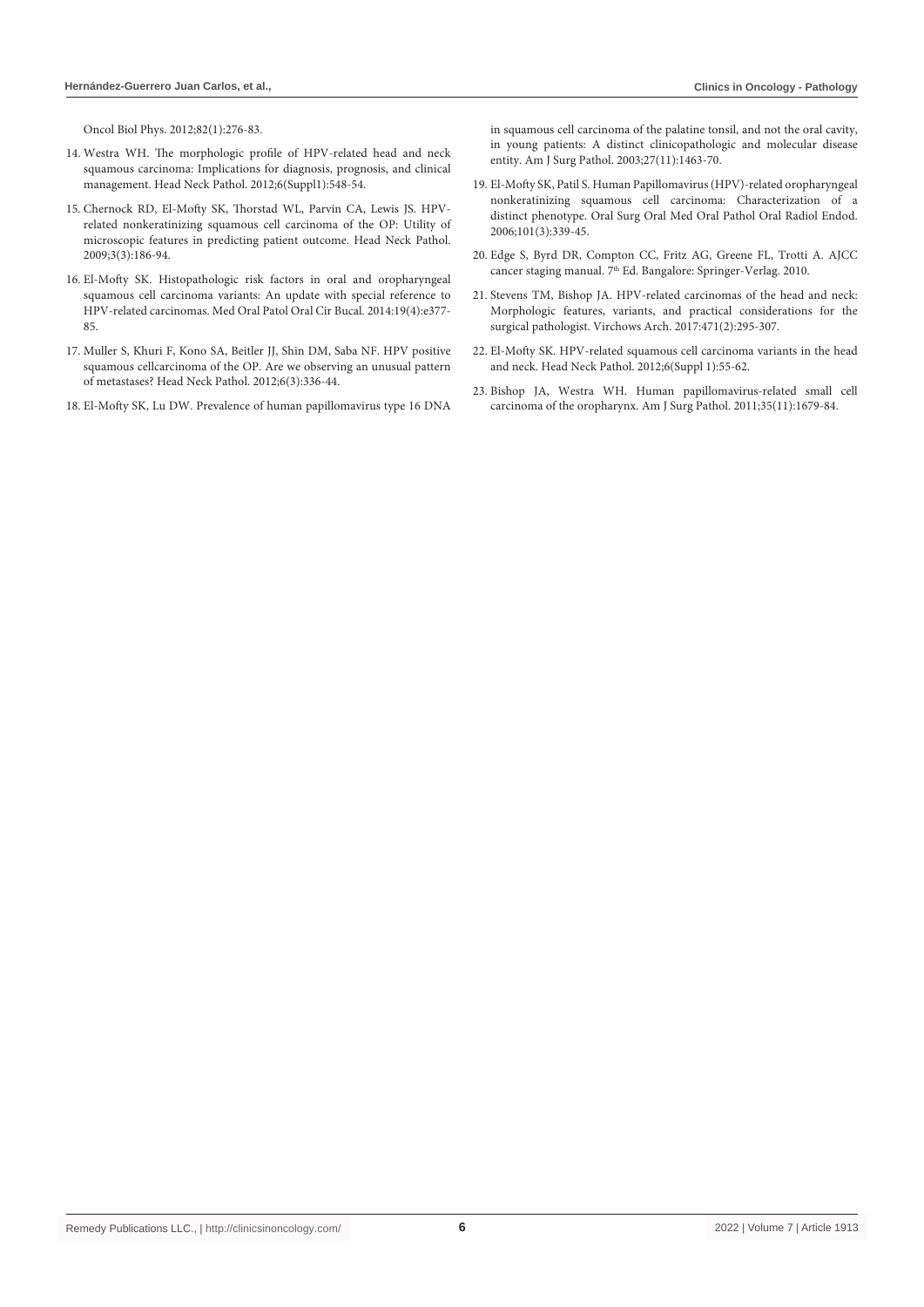Oncol Biol Phys. 2012;82(1):276-83.

14. Westra WH. The morphologic profile of HPV-related head and neck squamous carcinoma: Implications for diagnosis, prognosis, and clinical management. Head Neck Pathol. 2012;6(Suppl1):548-54.

15. Chernock RD, El-Mofty SK, Thorstad WL, Parvin CA, Lewis JS. HPV-related nonkeratinizing squamous cell carcinoma of the OP: Utility of microscopic features in predicting patient outcome. Head Neck Pathol. 2009;3(3):186-94.

16. El-Mofty SK. Histopathologic risk factors in oral and oropharyngeal squamous cell carcinoma variants: An update with special reference to HPV-related carcinomas. Med Oral Patol Oral Cir Bucal. 2014:19(4):e377-85.

17. Muller S, Khuri F, Kono SA, Beitler JJ, Shin DM, Saba NF. HPV positive squamous cellcarcinoma of the OP. Are we observing an unusual pattern of metastases? Head Neck Pathol. 2012;6(3):336-44.

18. El-Mofty SK, Lu DW. Prevalence of human papillomavirus type 16 DNA in squamous cell carcinoma of the palatine tonsil, and not the oral cavity, in young patients: A distinct clinicopathologic and molecular disease entity. Am J Surg Pathol. 2003;27(11):1463-70.

19. El-Mofty SK, Patil S. Human Papillomavirus (HPV)-related oropharyngeal nonkeratinizing squamous cell carcinoma: Characterization of a distinct phenotype. Oral Surg Oral Med Oral Pathol Oral Radiol Endod. 2006;101(3):339-45.

20. Edge S, Byrd DR, Compton CC, Fritz AG, Greene FL, Trotti A. AJCC cancer staging manual. 7th Ed. Bangalore: Springer-Verlag. 2010.

21. Stevens TM, Bishop JA. HPV-related carcinomas of the head and neck: Morphologic features, variants, and practical considerations for the surgical pathologist. Virchows Arch. 2017:471(2):295-307.

22. El-Mofty SK. HPV-related squamous cell carcinoma variants in the head and neck. Head Neck Pathol. 2012;6(Suppl 1):55-62.

23. Bishop JA, Westra WH. Human papillomavirus-related small cell carcinoma of the oropharynx. Am J Surg Pathol. 2011;35(11):1679-84.